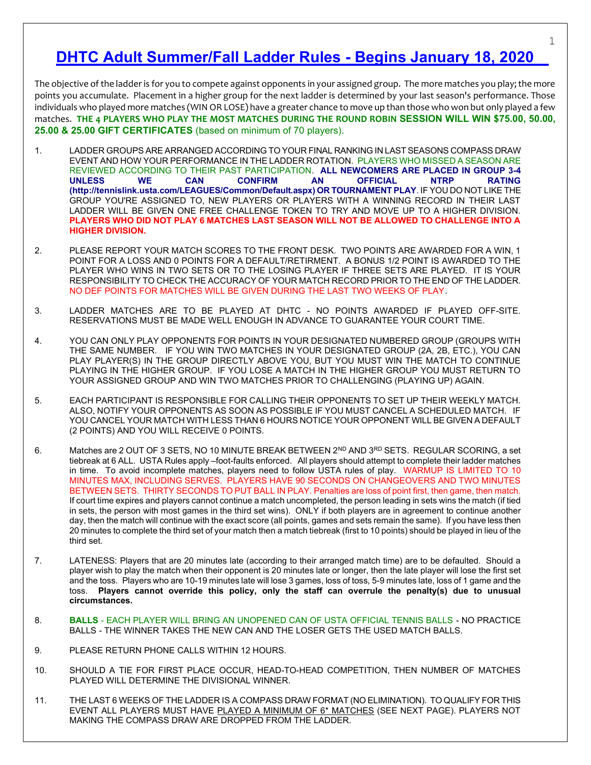# DHTC Adult Summer/Fall Ladder Rules - Begins January 18, 2020

The objective of the ladder is for you to compete against opponents in your assigned group. The more matches you play; the more points you accumulate. Placement in a higher group for the next ladder is determined by your last season's performance. Those individuals who played more matches (WIN OR LOSE) have a greater chance to move up than those who won but only played a few matches. **THE 4 PLAYERS WHO PLAY THE MOST MATCHES DURING THE ROUND ROBIN SESSION WILL WIN $75.00, 50.00, 25.00 & 25.00 GIFT CERTIFICATES** (based on minimum of 70 players).

1. LADDER GROUPS ARE ARRANGED ACCORDING TO YOUR FINAL RANKING IN LAST SEASONS COMPASS DRAW EVENT AND HOW YOUR PERFORMANCE IN THE LADDER ROTATION. PLAYERS WHO MISSED A SEASON ARE REVIEWED ACCORDING TO THEIR PAST PARTICIPATION. **ALL NEWCOMERS ARE PLACED IN GROUP 3-4 UNLESS WE CAN CONFIRM AN OFFICIAL NTRP RATING (http://tennislink.usta.com/LEAGUES/Common/Default.aspx) OR TOURNAMENT PLAY**. IF YOU DO NOT LIKE THE GROUP YOU'RE ASSIGNED TO, NEW PLAYERS OR PLAYERS WITH A WINNING RECORD IN THEIR LAST LADDER WILL BE GIVEN ONE FREE CHALLENGE TOKEN TO TRY AND MOVE UP TO A HIGHER DIVISION. **PLAYERS WHO DID NOT PLAY 6 MATCHES LAST SEASON WILL NOT BE ALLOWED TO CHALLENGE INTO A HIGHER DIVISION.**

2. PLEASE REPORT YOUR MATCH SCORES TO THE FRONT DESK. TWO POINTS ARE AWARDED FOR A WIN, 1 POINT FOR A LOSS AND 0 POINTS FOR A DEFAULT/RETIRMENT. A BONUS 1/2 POINT IS AWARDED TO THE PLAYER WHO WINS IN TWO SETS OR TO THE LOSING PLAYER IF THREE SETS ARE PLAYED. IT IS YOUR RESPONSIBILITY TO CHECK THE ACCURACY OF YOUR MATCH RECORD PRIOR TO THE END OF THE LADDER. NO DEF POINTS FOR MATCHES WILL BE GIVEN DURING THE LAST TWO WEEKS OF PLAY.

3. LADDER MATCHES ARE TO BE PLAYED AT DHTC - NO POINTS AWARDED IF PLAYED OFF-SITE. RESERVATIONS MUST BE MADE WELL ENOUGH IN ADVANCE TO GUARANTEE YOUR COURT TIME.

4. YOU CAN ONLY PLAY OPPONENTS FOR POINTS IN YOUR DESIGNATED NUMBERED GROUP (GROUPS WITH THE SAME NUMBER. IF YOU WIN TWO MATCHES IN YOUR DESIGNATED GROUP (2A, 2B, ETC.), YOU CAN PLAY PLAYER(S) IN THE GROUP DIRECTLY ABOVE YOU, BUT YOU MUST WIN THE MATCH TO CONTINUE PLAYING IN THE HIGHER GROUP. IF YOU LOSE A MATCH IN THE HIGHER GROUP YOU MUST RETURN TO YOUR ASSIGNED GROUP AND WIN TWO MATCHES PRIOR TO CHALLENGING (PLAYING UP) AGAIN.

5. EACH PARTICIPANT IS RESPONSIBLE FOR CALLING THEIR OPPONENTS TO SET UP THEIR WEEKLY MATCH. ALSO, NOTIFY YOUR OPPONENTS AS SOON AS POSSIBLE IF YOU MUST CANCEL A SCHEDULED MATCH. IF YOU CANCEL YOUR MATCH WITH LESS THAN 6 HOURS NOTICE YOUR OPPONENT WILL BE GIVEN A DEFAULT (2 POINTS) AND YOU WILL RECEIVE 0 POINTS.

6. Matches are 2 OUT OF 3 SETS, NO 10 MINUTE BREAK BETWEEN 2ND AND 3RD SETS. REGULAR SCORING, a set tiebreak at 6 ALL. USTA Rules apply –foot-faults enforced. All players should attempt to complete their ladder matches in time. To avoid incomplete matches, players need to follow USTA rules of play. WARMUP IS LIMITED TO 10 MINUTES MAX, INCLUDING SERVES. PLAYERS HAVE 90 SECONDS ON CHANGEOVERS AND TWO MINUTES BETWEEN SETS. THIRTY SECONDS TO PUT BALL IN PLAY. Penalties are loss of point first, then game, then match. If court time expires and players cannot continue a match uncompleted, the person leading in sets wins the match (if tied in sets, the person with most games in the third set wins). ONLY if both players are in agreement to continue another day, then the match will continue with the exact score (all points, games and sets remain the same). If you have less then 20 minutes to complete the third set of your match then a match tiebreak (first to 10 points) should be played in lieu of the third set.

7. LATENESS: Players that are 20 minutes late (according to their arranged match time) are to be defaulted. Should a player wish to play the match when their opponent is 20 minutes late or longer, then the late player will lose the first set and the toss. Players who are 10-19 minutes late will lose 3 games, loss of toss, 5-9 minutes late, loss of 1 game and the toss. **Players cannot override this policy, only the staff can overrule the penalty(s) due to unusual circumstances.**

8. **BALLS** - EACH PLAYER WILL BRING AN UNOPENED CAN OF USTA OFFICIAL TENNIS BALLS - NO PRACTICE BALLS - THE WINNER TAKES THE NEW CAN AND THE LOSER GETS THE USED MATCH BALLS.

9. PLEASE RETURN PHONE CALLS WITHIN 12 HOURS.

10. SHOULD A TIE FOR FIRST PLACE OCCUR, HEAD-TO-HEAD COMPETITION, THEN NUMBER OF MATCHES PLAYED WILL DETERMINE THE DIVISIONAL WINNER.

11. THE LAST 6 WEEKS OF THE LADDER IS A COMPASS DRAW FORMAT (NO ELIMINATION). TO QUALIFY FOR THIS EVENT ALL PLAYERS MUST HAVE PLAYED A MINIMUM OF 6* MATCHES (SEE NEXT PAGE). PLAYERS NOT MAKING THE COMPASS DRAW ARE DROPPED FROM THE LADDER.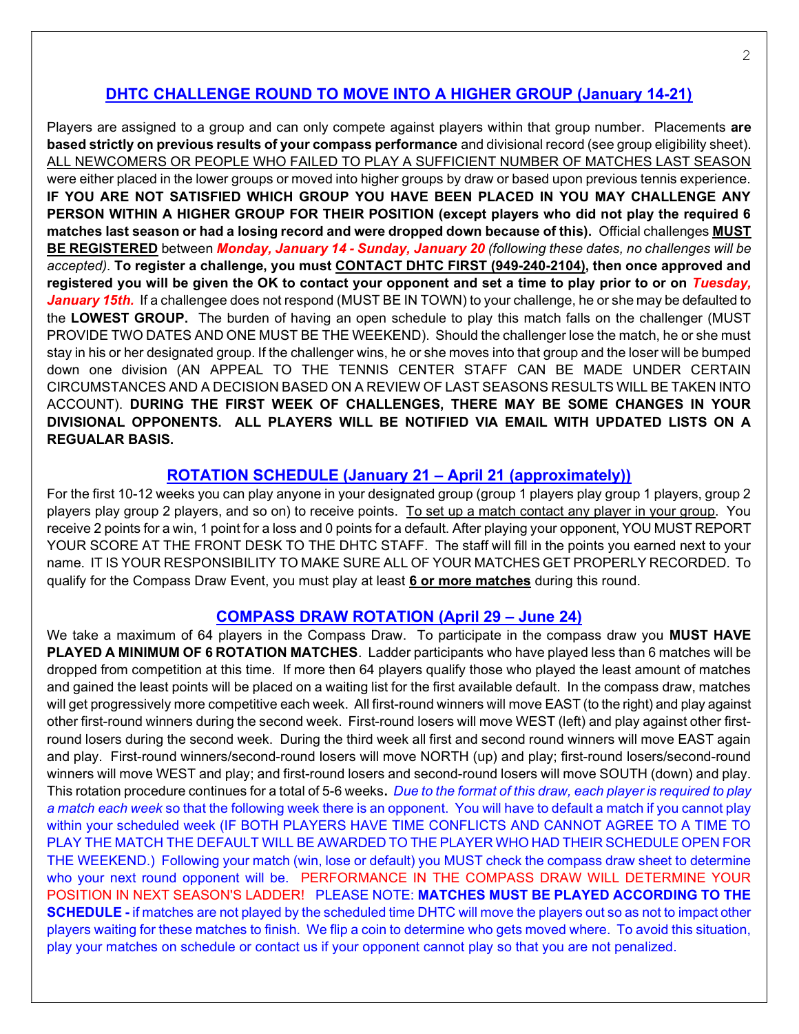## DHTC CHALLENGE ROUND TO MOVE INTO A HIGHER GROUP (January 14-21)

Players are assigned to a group and can only compete against players within that group number. Placements **are based strictly on previous results of your compass performance** and divisional record (see group eligibility sheet). ALL NEWCOMERS OR PEOPLE WHO FAILED TO PLAY A SUFFICIENT NUMBER OF MATCHES LAST SEASON were either placed in the lower groups or moved into higher groups by draw or based upon previous tennis experience. **IF YOU ARE NOT SATISFIED WHICH GROUP YOU HAVE BEEN PLACED IN YOU MAY CHALLENGE ANY PERSON WITHIN A HIGHER GROUP FOR THEIR POSITION (except players who did not play the required 6 matches last season or had a losing record and were dropped down because of this).** Official challenges **MUST BE REGISTERED** between ***Monday, January 14 - Sunday, January 20*** *(following these dates, no challenges will be accepted).* **To register a challenge, you must CONTACT DHTC FIRST (949-240-2104), then once approved and registered you will be given the OK to contact your opponent and set a time to play prior to or on *Tuesday, January 15th.*** If a challengee does not respond (MUST BE IN TOWN) to your challenge, he or she may be defaulted to the **LOWEST GROUP.** The burden of having an open schedule to play this match falls on the challenger (MUST PROVIDE TWO DATES AND ONE MUST BE THE WEEKEND). Should the challenger lose the match, he or she must stay in his or her designated group. If the challenger wins, he or she moves into that group and the loser will be bumped down one division (AN APPEAL TO THE TENNIS CENTER STAFF CAN BE MADE UNDER CERTAIN CIRCUMSTANCES AND A DECISION BASED ON A REVIEW OF LAST SEASONS RESULTS WILL BE TAKEN INTO ACCOUNT). **DURING THE FIRST WEEK OF CHALLENGES, THERE MAY BE SOME CHANGES IN YOUR DIVISIONAL OPPONENTS. ALL PLAYERS WILL BE NOTIFIED VIA EMAIL WITH UPDATED LISTS ON A REGUALAR BASIS.**

## ROTATION SCHEDULE (January 21 – April 21 (approximately))

For the first 10-12 weeks you can play anyone in your designated group (group 1 players play group 1 players, group 2 players play group 2 players, and so on) to receive points. To set up a match contact any player in your group. You receive 2 points for a win, 1 point for a loss and 0 points for a default. After playing your opponent, YOU MUST REPORT YOUR SCORE AT THE FRONT DESK TO THE DHTC STAFF. The staff will fill in the points you earned next to your name. IT IS YOUR RESPONSIBILITY TO MAKE SURE ALL OF YOUR MATCHES GET PROPERLY RECORDED. To qualify for the Compass Draw Event, you must play at least **6 or more matches** during this round.

## COMPASS DRAW ROTATION (April 29 – June 24)

We take a maximum of 64 players in the Compass Draw. To participate in the compass draw you **MUST HAVE PLAYED A MINIMUM OF 6 ROTATION MATCHES**. Ladder participants who have played less than 6 matches will be dropped from competition at this time. If more then 64 players qualify those who played the least amount of matches and gained the least points will be placed on a waiting list for the first available default. In the compass draw, matches will get progressively more competitive each week. All first-round winners will move EAST (to the right) and play against other first-round winners during the second week. First-round losers will move WEST (left) and play against other first-round losers during the second week. During the third week all first and second round winners will move EAST again and play. First-round winners/second-round losers will move NORTH (up) and play; first-round losers/second-round winners will move WEST and play; and first-round losers and second-round losers will move SOUTH (down) and play. This rotation procedure continues for a total of 5-6 weeks. *Due to the format of this draw, each player is required to play a match each week* so that the following week there is an opponent. You will have to default a match if you cannot play within your scheduled week (IF BOTH PLAYERS HAVE TIME CONFLICTS AND CANNOT AGREE TO A TIME TO PLAY THE MATCH THE DEFAULT WILL BE AWARDED TO THE PLAYER WHO HAD THEIR SCHEDULE OPEN FOR THE WEEKEND.) Following your match (win, lose or default) you MUST check the compass draw sheet to determine who your next round opponent will be. PERFORMANCE IN THE COMPASS DRAW WILL DETERMINE YOUR POSITION IN NEXT SEASON'S LADDER! PLEASE NOTE: **MATCHES MUST BE PLAYED ACCORDING TO THE SCHEDULE -** if matches are not played by the scheduled time DHTC will move the players out so as not to impact other players waiting for these matches to finish. We flip a coin to determine who gets moved where. To avoid this situation, play your matches on schedule or contact us if your opponent cannot play so that you are not penalized.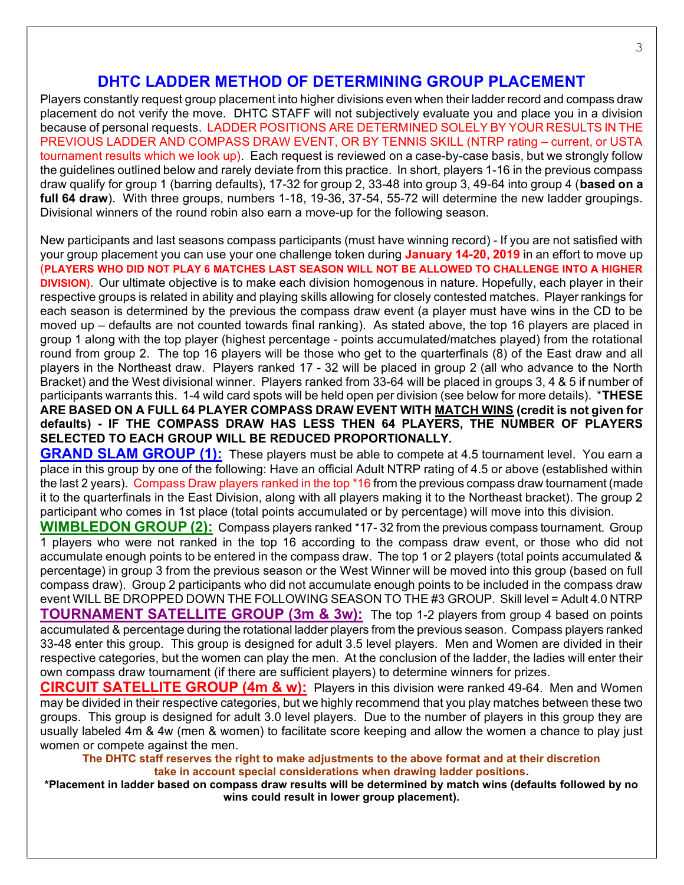# DHTC LADDER METHOD OF DETERMINING GROUP PLACEMENT

Players constantly request group placement into higher divisions even when their ladder record and compass draw placement do not verify the move. DHTC STAFF will not subjectively evaluate you and place you in a division because of personal requests. LADDER POSITIONS ARE DETERMINED SOLELY BY YOUR RESULTS IN THE PREVIOUS LADDER AND COMPASS DRAW EVENT, OR BY TENNIS SKILL (NTRP rating – current, or USTA tournament results which we look up). Each request is reviewed on a case-by-case basis, but we strongly follow the guidelines outlined below and rarely deviate from this practice. In short, players 1-16 in the previous compass draw qualify for group 1 (barring defaults), 17-32 for group 2, 33-48 into group 3, 49-64 into group 4 (**based on a full 64 draw**). With three groups, numbers 1-18, 19-36, 37-54, 55-72 will determine the new ladder groupings. Divisional winners of the round robin also earn a move-up for the following season.

New participants and last seasons compass participants (must have winning record) - If you are not satisfied with your group placement you can use your one challenge token during **January 14-20, 2019** in an effort to move up **(PLAYERS WHO DID NOT PLAY 6 MATCHES LAST SEASON WILL NOT BE ALLOWED TO CHALLENGE INTO A HIGHER DIVISION).** Our ultimate objective is to make each division homogenous in nature. Hopefully, each player in their respective groups is related in ability and playing skills allowing for closely contested matches. Player rankings for each season is determined by the previous the compass draw event (a player must have wins in the CD to be moved up – defaults are not counted towards final ranking). As stated above, the top 16 players are placed in group 1 along with the top player (highest percentage - points accumulated/matches played) from the rotational round from group 2. The top 16 players will be those who get to the quarterfinals (8) of the East draw and all players in the Northeast draw. Players ranked 17 - 32 will be placed in group 2 (all who advance to the North Bracket) and the West divisional winner. Players ranked from 33-64 will be placed in groups 3, 4 & 5 if number of participants warrants this. 1-4 wild card spots will be held open per division (see below for more details). ***THESE ARE BASED ON A FULL 64 PLAYER COMPASS DRAW EVENT WITH MATCH WINS (credit is not given for defaults) - IF THE COMPASS DRAW HAS LESS THEN 64 PLAYERS, THE NUMBER OF PLAYERS SELECTED TO EACH GROUP WILL BE REDUCED PROPORTIONALLY.**

**GRAND SLAM GROUP (1):** These players must be able to compete at 4.5 tournament level. You earn a place in this group by one of the following: Have an official Adult NTRP rating of 4.5 or above (established within the last 2 years). Compass Draw players ranked in the top *16 from the previous compass draw tournament (made it to the quarterfinals in the East Division, along with all players making it to the Northeast bracket). The group 2 participant who comes in 1st place (total points accumulated or by percentage) will move into this division.

**WIMBLEDON GROUP (2):** Compass players ranked *17- 32 from the previous compass tournament. Group 1 players who were not ranked in the top 16 according to the compass draw event, or those who did not accumulate enough points to be entered in the compass draw. The top 1 or 2 players (total points accumulated & percentage) in group 3 from the previous season or the West Winner will be moved into this group (based on full compass draw). Group 2 participants who did not accumulate enough points to be included in the compass draw event WILL BE DROPPED DOWN THE FOLLOWING SEASON TO THE #3 GROUP. Skill level = Adult 4.0 NTRP

**TOURNAMENT SATELLITE GROUP (3m & 3w):** The top 1-2 players from group 4 based on points accumulated & percentage during the rotational ladder players from the previous season. Compass players ranked 33-48 enter this group. This group is designed for adult 3.5 level players. Men and Women are divided in their respective categories, but the women can play the men. At the conclusion of the ladder, the ladies will enter their own compass draw tournament (if there are sufficient players) to determine winners for prizes.

**CIRCUIT SATELLITE GROUP (4m & w):** Players in this division were ranked 49-64. Men and Women may be divided in their respective categories, but we highly recommend that you play matches between these two groups. This group is designed for adult 3.0 level players. Due to the number of players in this group they are usually labeled 4m & 4w (men & women) to facilitate score keeping and allow the women a chance to play just women or compete against the men.

**The DHTC staff reserves the right to make adjustments to the above format and at their discretion take in account special considerations when drawing ladder positions.**

***Placement in ladder based on compass draw results will be determined by match wins (defaults followed by no wins could result in lower group placement).**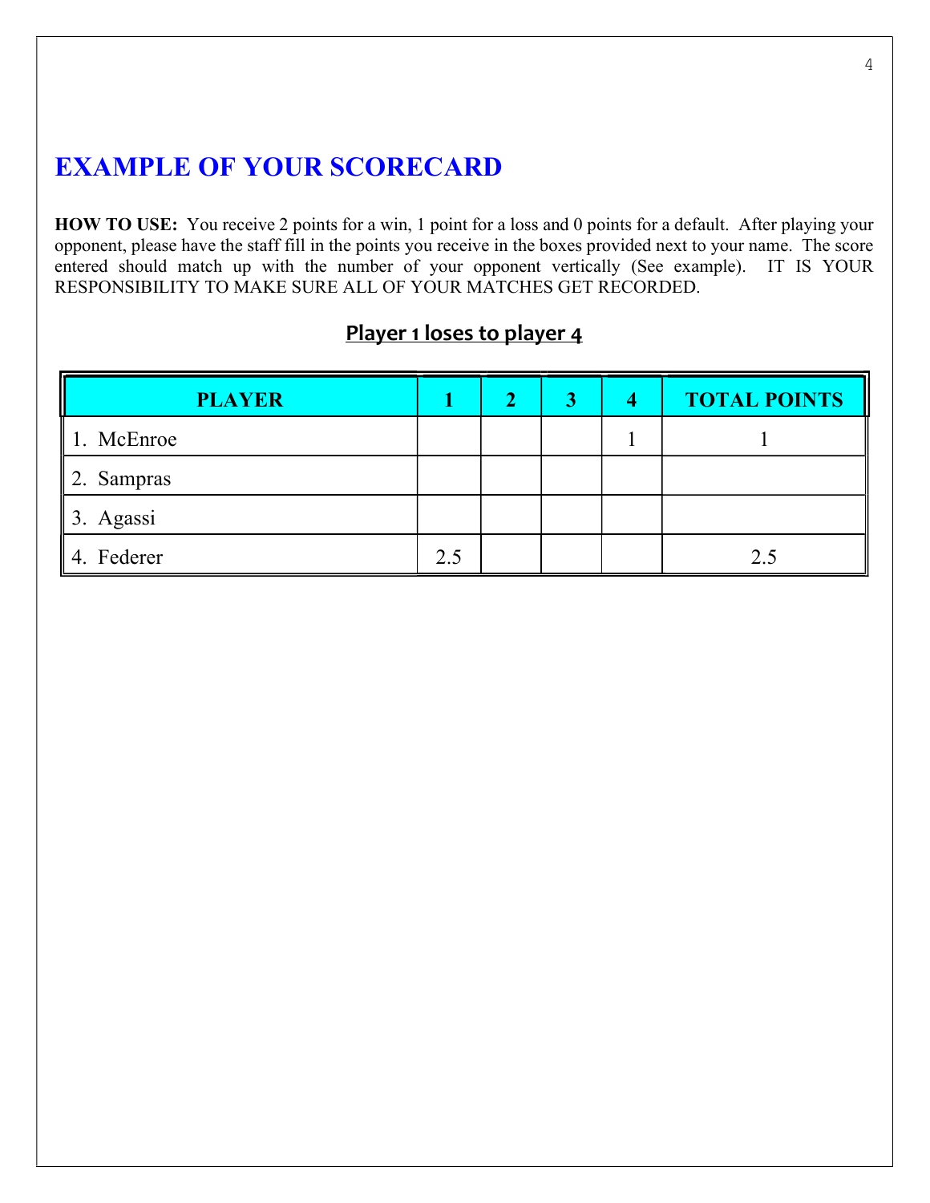# EXAMPLE OF YOUR SCORECARD

**HOW TO USE:** You receive 2 points for a win, 1 point for a loss and 0 points for a default. After playing your opponent, please have the staff fill in the points you receive in the boxes provided next to your name. The score entered should match up with the number of your opponent vertically (See example). IT IS YOUR RESPONSIBILITY TO MAKE SURE ALL OF YOUR MATCHES GET RECORDED.

**Player 1 loses to player 4**

| PLAYER | 1 | 2 | 3 | 4 | TOTAL POINTS |
|---|---|---|---|---|---|
| 1. McEnroe | | | | 1 | 1 |
| 2. Sampras | | | | | |
| 3. Agassi | | | | | |
| 4. Federer | 2.5 | | | | 2.5 |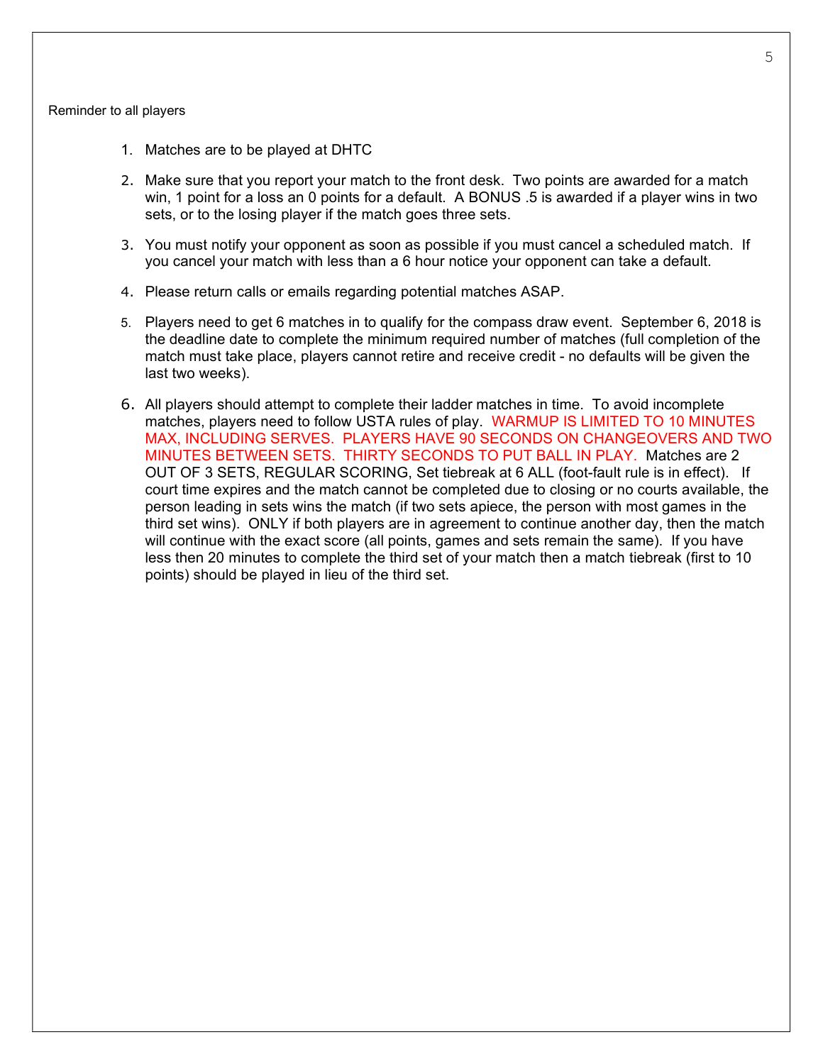Reminder to all players

1. Matches are to be played at DHTC
2. Make sure that you report your match to the front desk. Two points are awarded for a match win, 1 point for a loss an 0 points for a default. A BONUS .5 is awarded if a player wins in two sets, or to the losing player if the match goes three sets.
3. You must notify your opponent as soon as possible if you must cancel a scheduled match. If you cancel your match with less than a 6 hour notice your opponent can take a default.
4. Please return calls or emails regarding potential matches ASAP.
5. Players need to get 6 matches in to qualify for the compass draw event. September 6, 2018 is the deadline date to complete the minimum required number of matches (full completion of the match must take place, players cannot retire and receive credit - no defaults will be given the last two weeks).
6. All players should attempt to complete their ladder matches in time. To avoid incomplete matches, players need to follow USTA rules of play. WARMUP IS LIMITED TO 10 MINUTES MAX, INCLUDING SERVES. PLAYERS HAVE 90 SECONDS ON CHANGEOVERS AND TWO MINUTES BETWEEN SETS. THIRTY SECONDS TO PUT BALL IN PLAY. Matches are 2 OUT OF 3 SETS, REGULAR SCORING, Set tiebreak at 6 ALL (foot-fault rule is in effect). If court time expires and the match cannot be completed due to closing or no courts available, the person leading in sets wins the match (if two sets apiece, the person with most games in the third set wins). ONLY if both players are in agreement to continue another day, then the match will continue with the exact score (all points, games and sets remain the same). If you have less then 20 minutes to complete the third set of your match then a match tiebreak (first to 10 points) should be played in lieu of the third set.